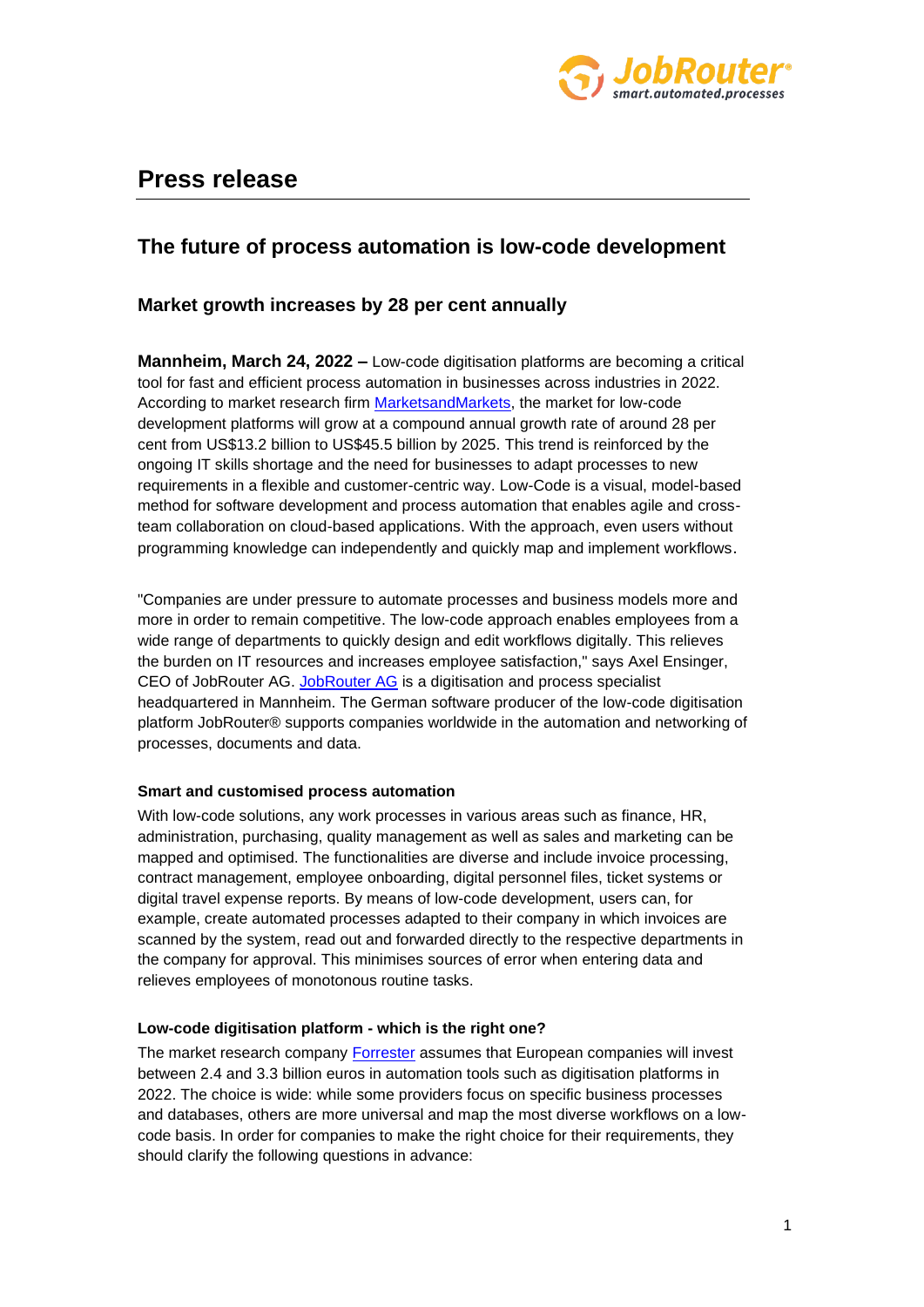# Press release

## The future of process automation is low-code development

### Market growth increases by 28 per cent annually

**Mannheim, March 24, 2022 –** Low-code digitisation platforms are becoming a critical tool for fast and efficient process automation in businesses across industries in 2022. According to market research firm [MarketsandMarkets](), the market for low-code development platforms will grow at a compound annual growth rate of around 28 per cent from US$13.2 billion to US$45.5 billion by 2025. This trend is reinforced by the ongoing IT skills shortage and the need for businesses to adapt processes to new requirements in a flexible and customer-centric way. Low-Code is a visual, model-based method for software development and process automation that enables agile and cross-team collaboration on cloud-based applications. With the approach, even users without programming knowledge can independently and quickly map and implement workflows.

"Companies are under pressure to automate processes and business models more and more in order to remain competitive. The low-code approach enables employees from a wide range of departments to quickly design and edit workflows digitally. This relieves the burden on IT resources and increases employee satisfaction," says Axel Ensinger, CEO of JobRouter AG. [JobRouter AG]() is a digitisation and process specialist headquartered in Mannheim. The German software producer of the low-code digitisation platform JobRouter® supports companies worldwide in the automation and networking of processes, documents and data.

**Smart and customised process automation**

With low-code solutions, any work processes in various areas such as finance, HR, administration, purchasing, quality management as well as sales and marketing can be mapped and optimised. The functionalities are diverse and include invoice processing, contract management, employee onboarding, digital personnel files, ticket systems or digital travel expense reports. By means of low-code development, users can, for example, create automated processes adapted to their company in which invoices are scanned by the system, read out and forwarded directly to the respective departments in the company for approval. This minimises sources of error when entering data and relieves employees of monotonous routine tasks.

**Low-code digitisation platform - which is the right one?**

The market research company [Forrester]() assumes that European companies will invest between 2.4 and 3.3 billion euros in automation tools such as digitisation platforms in 2022. The choice is wide: while some providers focus on specific business processes and databases, others are more universal and map the most diverse workflows on a low-code basis. In order for companies to make the right choice for their requirements, they should clarify the following questions in advance: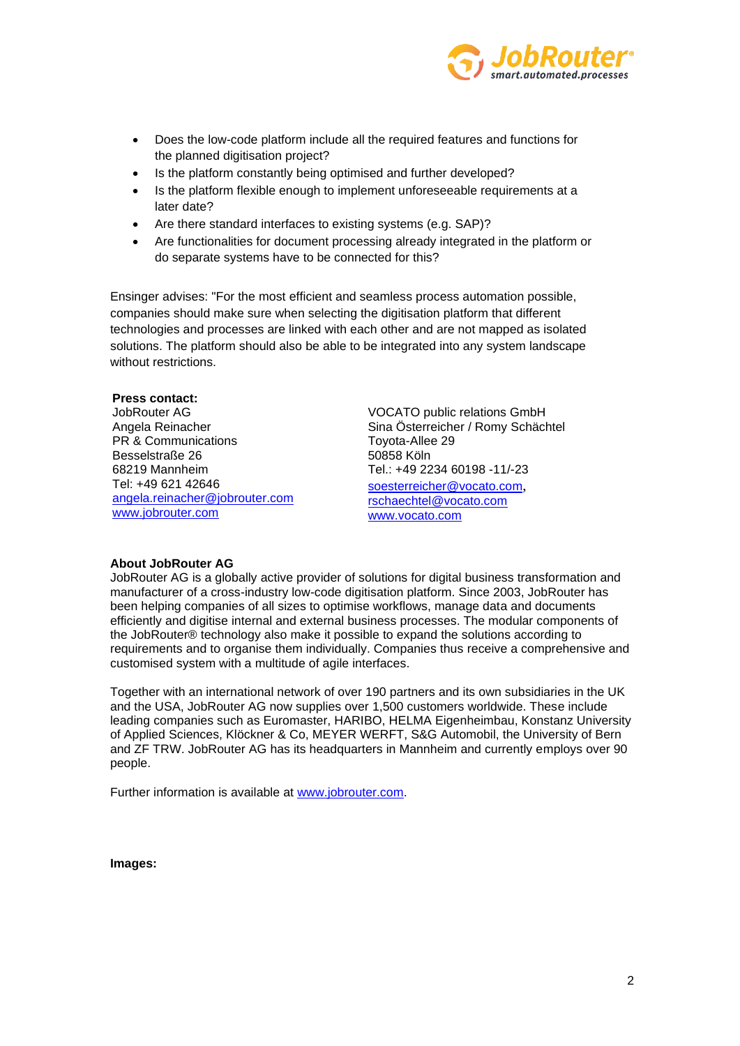- Does the low-code platform include all the required features and functions for the planned digitisation project?
- Is the platform constantly being optimised and further developed?
- Is the platform flexible enough to implement unforeseeable requirements at a later date?
- Are there standard interfaces to existing systems (e.g. SAP)?
- Are functionalities for document processing already integrated in the platform or do separate systems have to be connected for this?

Ensinger advises: "For the most efficient and seamless process automation possible, companies should make sure when selecting the digitisation platform that different technologies and processes are linked with each other and are not mapped as isolated solutions. The platform should also be able to be integrated into any system landscape without restrictions.

**Press contact:**

JobRouter AG
Angela Reinacher
PR & Communications
Besselstraße 26
68219 Mannheim
Tel: +49 621 42646
angela.reinacher@jobrouter.com
www.jobrouter.com

VOCATO public relations GmbH
Sina Österreicher / Romy Schächtel
Toyota-Allee 29
50858 Köln
Tel.: +49 2234 60198 -11/-23
soesterreicher@vocato.com,
rschaechtel@vocato.com
www.vocato.com

**About JobRouter AG**

JobRouter AG is a globally active provider of solutions for digital business transformation and manufacturer of a cross-industry low-code digitisation platform. Since 2003, JobRouter has been helping companies of all sizes to optimise workflows, manage data and documents efficiently and digitise internal and external business processes. The modular components of the JobRouter® technology also make it possible to expand the solutions according to requirements and to organise them individually. Companies thus receive a comprehensive and customised system with a multitude of agile interfaces.

Together with an international network of over 190 partners and its own subsidiaries in the UK and the USA, JobRouter AG now supplies over 1,500 customers worldwide. These include leading companies such as Euromaster, HARIBO, HELMA Eigenheimbau, Konstanz University of Applied Sciences, Klöckner & Co, MEYER WERFT, S&G Automobil, the University of Bern and ZF TRW. JobRouter AG has its headquarters in Mannheim and currently employs over 90 people.

Further information is available at www.jobrouter.com.

**Images:**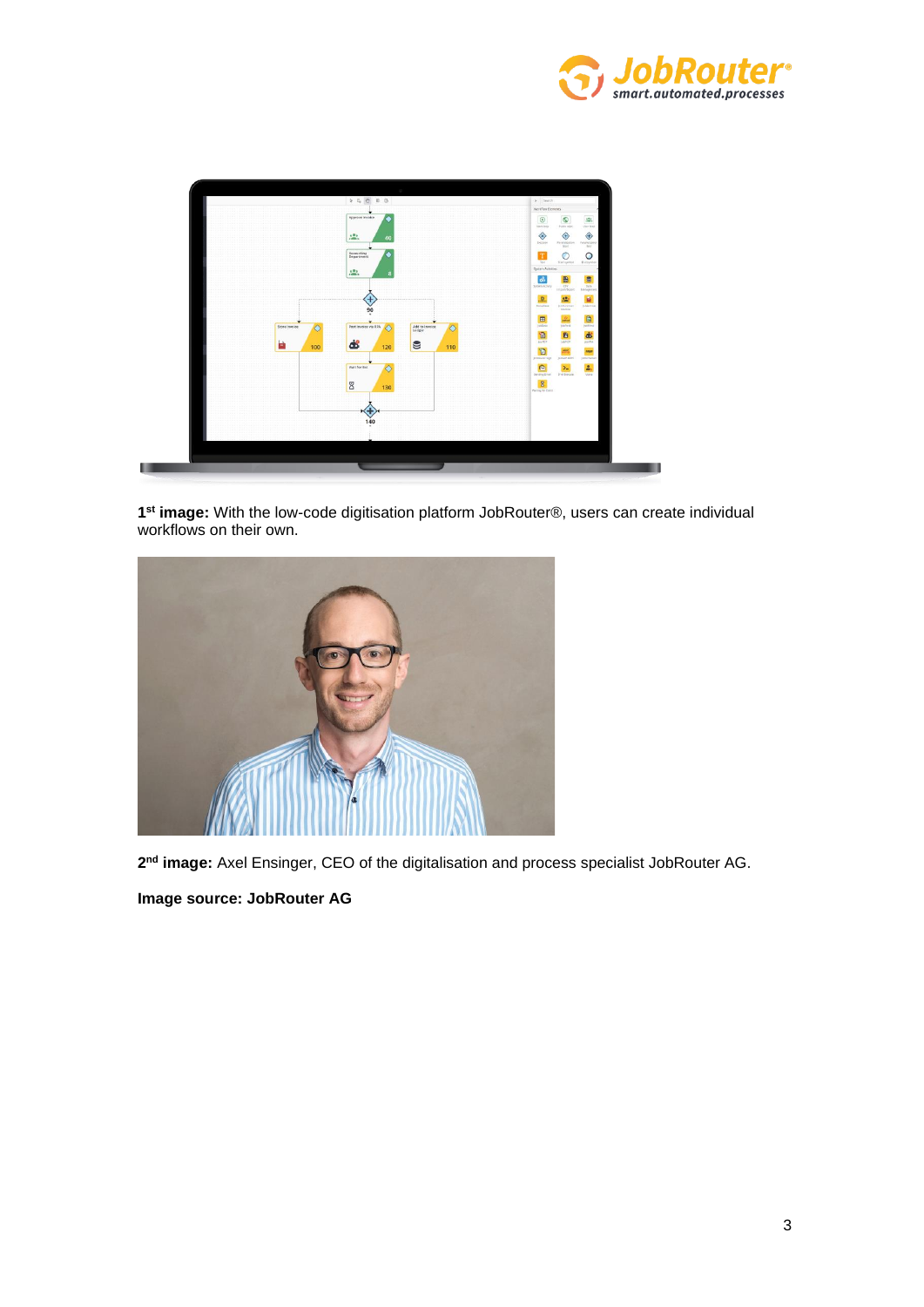**1st image:** With the low-code digitisation platform JobRouter®, users can create individual workflows on their own.

**2nd image:** Axel Ensinger, CEO of the digitalisation and process specialist JobRouter AG.

**Image source: JobRouter AG**